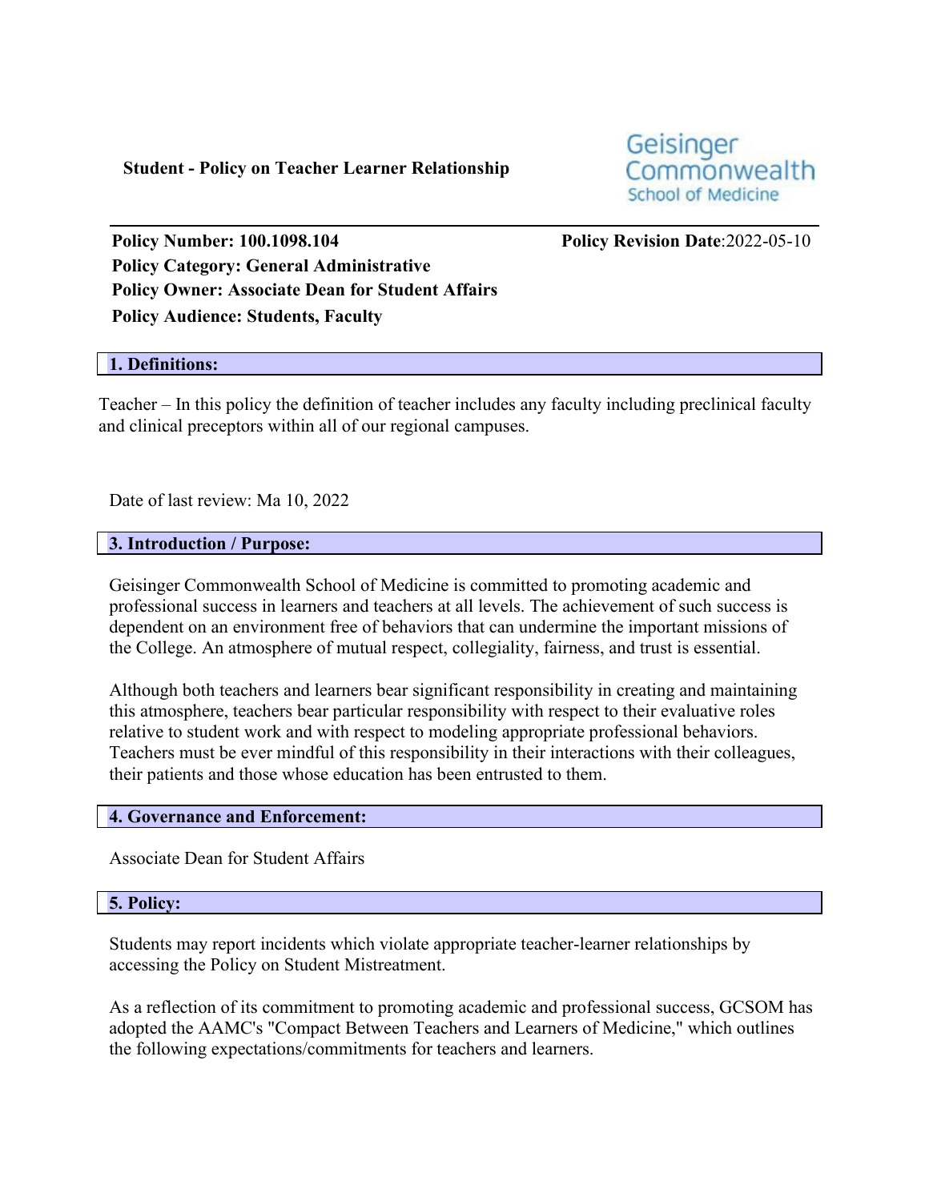**Student - Policy on Teacher Learner Relationship**

Geisinger Commonwealth School of Medicine

**Policy Number: 100.1098.104**

**Policy Revision Date**:2022-05-10

**Policy Category: General Administrative**

**Policy Owner: Associate Dean for Student Affairs**

**Policy Audience: Students, Faculty**

## 1. Definitions:

Teacher – In this policy the definition of teacher includes any faculty including preclinical faculty and clinical preceptors within all of our regional campuses.

Date of last review: Ma 10, 2022

## 3. Introduction / Purpose:

Geisinger Commonwealth School of Medicine is committed to promoting academic and professional success in learners and teachers at all levels. The achievement of such success is dependent on an environment free of behaviors that can undermine the important missions of the College. An atmosphere of mutual respect, collegiality, fairness, and trust is essential.

Although both teachers and learners bear significant responsibility in creating and maintaining this atmosphere, teachers bear particular responsibility with respect to their evaluative roles relative to student work and with respect to modeling appropriate professional behaviors. Teachers must be ever mindful of this responsibility in their interactions with their colleagues, their patients and those whose education has been entrusted to them.

## 4. Governance and Enforcement:

Associate Dean for Student Affairs

## 5. Policy:

Students may report incidents which violate appropriate teacher-learner relationships by accessing the Policy on Student Mistreatment.

As a reflection of its commitment to promoting academic and professional success, GCSOM has adopted the AAMC's "Compact Between Teachers and Learners of Medicine," which outlines the following expectations/commitments for teachers and learners.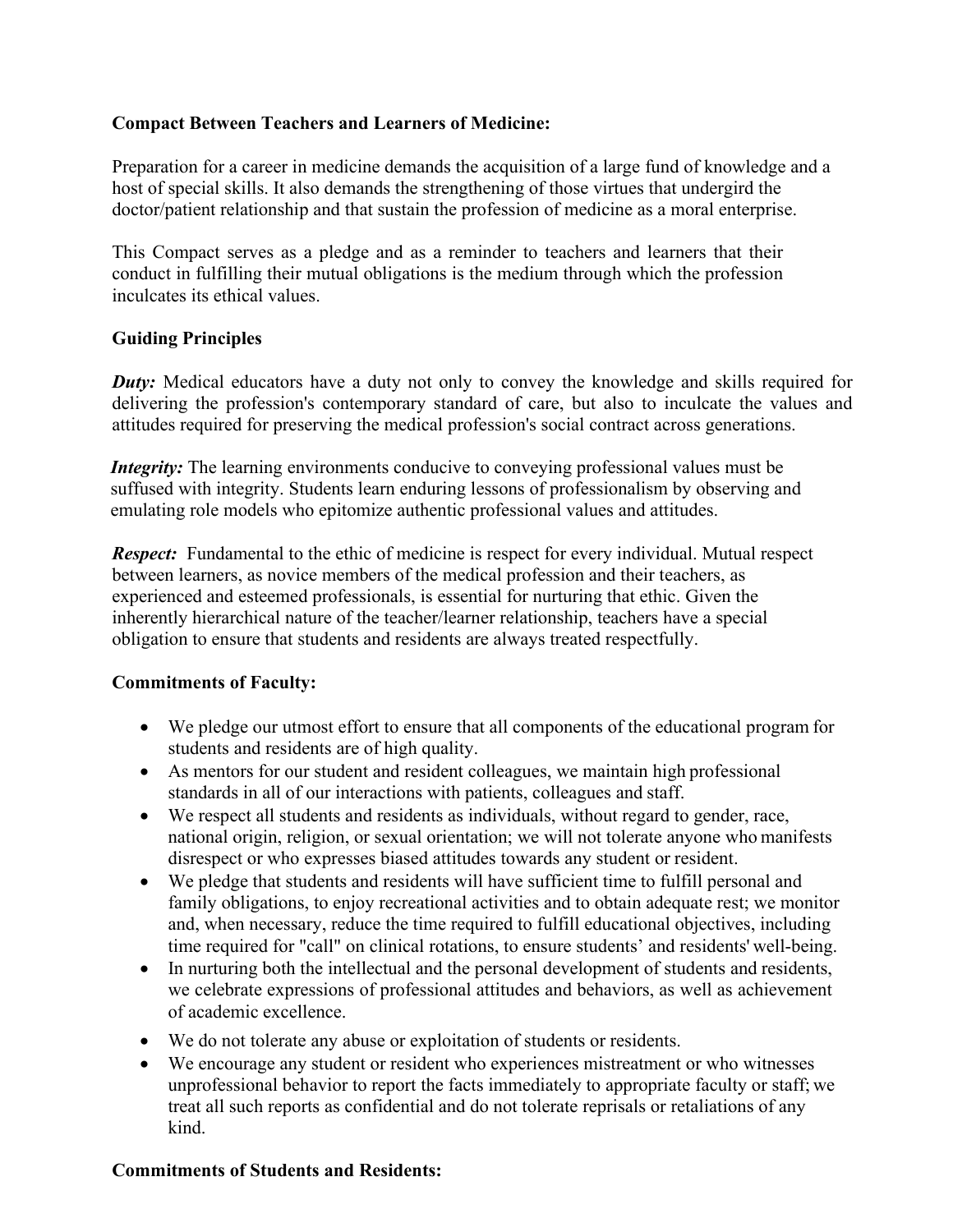**Compact Between Teachers and Learners of Medicine:**

Preparation for a career in medicine demands the acquisition of a large fund of knowledge and a host of special skills. It also demands the strengthening of those virtues that undergird the doctor/patient relationship and that sustain the profession of medicine as a moral enterprise.

This Compact serves as a pledge and as a reminder to teachers and learners that their conduct in fulfilling their mutual obligations is the medium through which the profession inculcates its ethical values.

**Guiding Principles**

***Duty:*** Medical educators have a duty not only to convey the knowledge and skills required for delivering the profession's contemporary standard of care, but also to inculcate the values and attitudes required for preserving the medical profession's social contract across generations.

***Integrity:*** The learning environments conducive to conveying professional values must be suffused with integrity. Students learn enduring lessons of professionalism by observing and emulating role models who epitomize authentic professional values and attitudes.

***Respect:*** Fundamental to the ethic of medicine is respect for every individual. Mutual respect between learners, as novice members of the medical profession and their teachers, as experienced and esteemed professionals, is essential for nurturing that ethic. Given the inherently hierarchical nature of the teacher/learner relationship, teachers have a special obligation to ensure that students and residents are always treated respectfully.

**Commitments of Faculty:**

- We pledge our utmost effort to ensure that all components of the educational program for students and residents are of high quality.
- As mentors for our student and resident colleagues, we maintain high professional standards in all of our interactions with patients, colleagues and staff.
- We respect all students and residents as individuals, without regard to gender, race, national origin, religion, or sexual orientation; we will not tolerate anyone who manifests disrespect or who expresses biased attitudes towards any student or resident.
- We pledge that students and residents will have sufficient time to fulfill personal and family obligations, to enjoy recreational activities and to obtain adequate rest; we monitor and, when necessary, reduce the time required to fulfill educational objectives, including time required for "call" on clinical rotations, to ensure students' and residents' well-being.
- In nurturing both the intellectual and the personal development of students and residents, we celebrate expressions of professional attitudes and behaviors, as well as achievement of academic excellence.
- We do not tolerate any abuse or exploitation of students or residents.
- We encourage any student or resident who experiences mistreatment or who witnesses unprofessional behavior to report the facts immediately to appropriate faculty or staff; we treat all such reports as confidential and do not tolerate reprisals or retaliations of any kind.

**Commitments of Students and Residents:**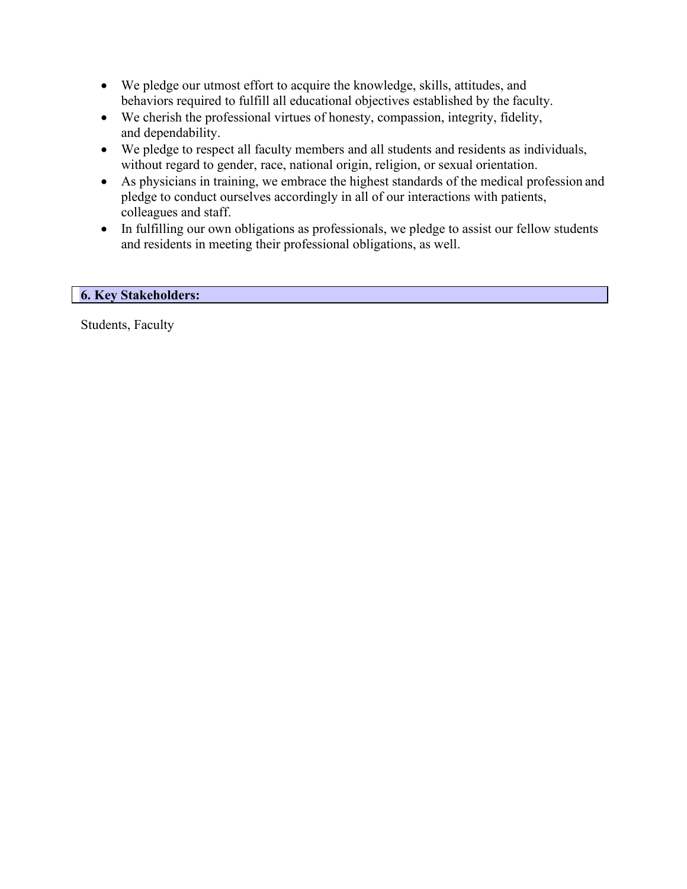- We pledge our utmost effort to acquire the knowledge, skills, attitudes, and behaviors required to fulfill all educational objectives established by the faculty.
- We cherish the professional virtues of honesty, compassion, integrity, fidelity, and dependability.
- We pledge to respect all faculty members and all students and residents as individuals, without regard to gender, race, national origin, religion, or sexual orientation.
- As physicians in training, we embrace the highest standards of the medical profession and pledge to conduct ourselves accordingly in all of our interactions with patients, colleagues and staff.
- In fulfilling our own obligations as professionals, we pledge to assist our fellow students and residents in meeting their professional obligations, as well.

## 6. Key Stakeholders:

Students, Faculty